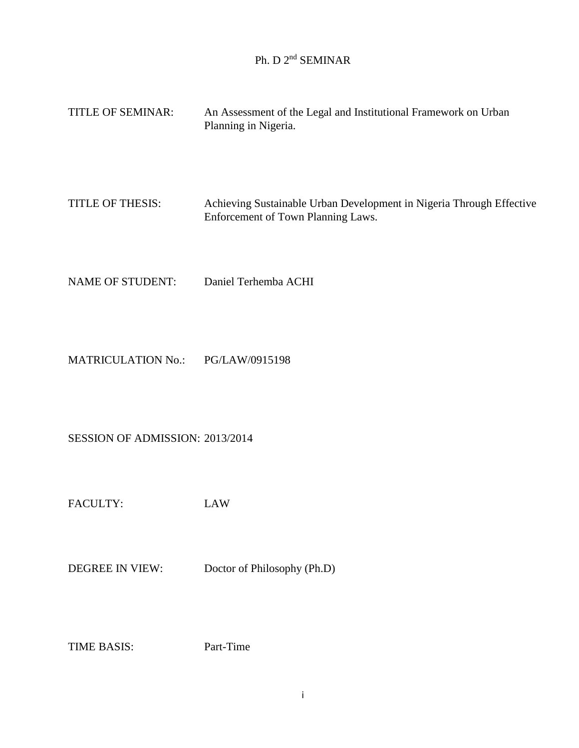# Ph. D 2nd SEMINAR

TITLE OF SEMINAR: An Assessment of the Legal and Institutional Framework on Urban Planning in Nigeria.

TITLE OF THESIS: Achieving Sustainable Urban Development in Nigeria Through Effective Enforcement of Town Planning Laws.

NAME OF STUDENT: Daniel Terhemba ACHI

MATRICULATION No.: PG/LAW/0915198

SESSION OF ADMISSION: 2013/2014

FACULTY: LAW

DEGREE IN VIEW: Doctor of Philosophy (Ph.D)

TIME BASIS: Part-Time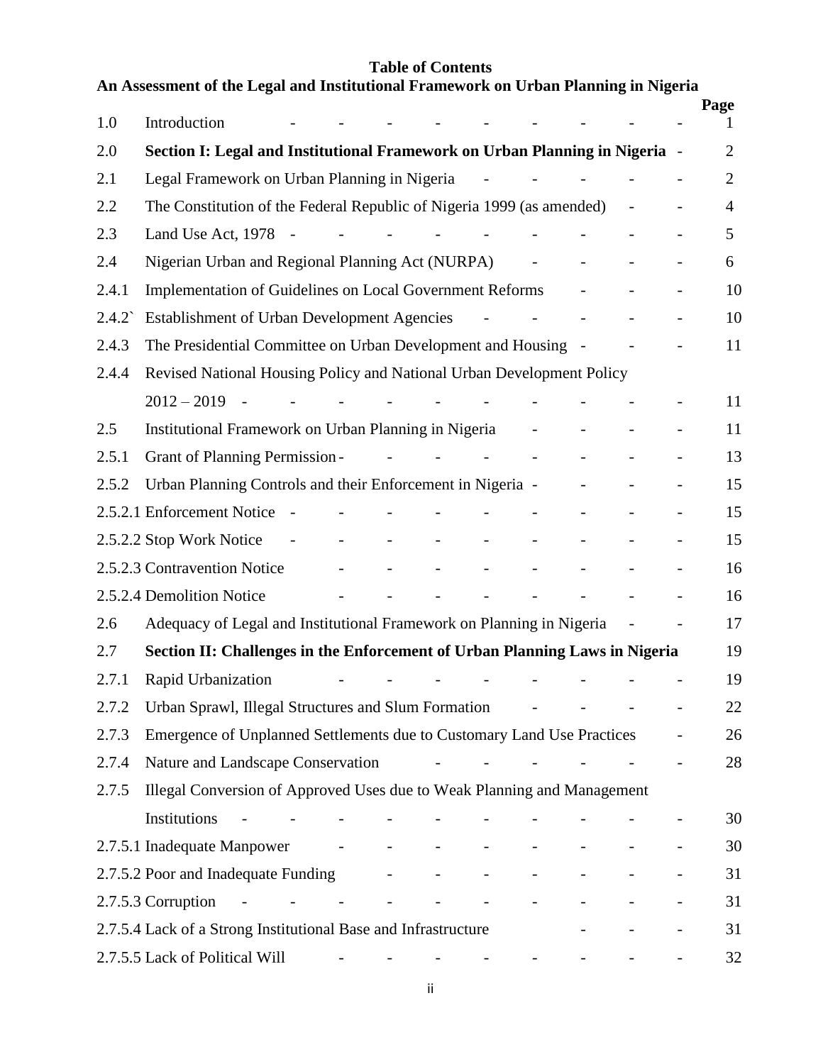# Table of Contents

## An Assessment of the Legal and Institutional Framework on Urban Planning in Nigeria

| | | Page |
|---|---|---|
| 1.0 | Introduction | 1 |
| 2.0 | **Section I: Legal and Institutional Framework on Urban Planning in Nigeria** | 2 |
| 2.1 | Legal Framework on Urban Planning in Nigeria | 2 |
| 2.2 | The Constitution of the Federal Republic of Nigeria 1999 (as amended) | 4 |
| 2.3 | Land Use Act, 1978 | 5 |
| 2.4 | Nigerian Urban and Regional Planning Act (NURPA) | 6 |
| 2.4.1 | Implementation of Guidelines on Local Government Reforms | 10 |
| 2.4.2` | Establishment of Urban Development Agencies | 10 |
| 2.4.3 | The Presidential Committee on Urban Development and Housing | 11 |
| 2.4.4 | Revised National Housing Policy and National Urban Development Policy 2012 – 2019 | 11 |
| 2.5 | Institutional Framework on Urban Planning in Nigeria | 11 |
| 2.5.1 | Grant of Planning Permission | 13 |
| 2.5.2 | Urban Planning Controls and their Enforcement in Nigeria | 15 |
| 2.5.2.1 | Enforcement Notice | 15 |
| 2.5.2.2 | Stop Work Notice | 15 |
| 2.5.2.3 | Contravention Notice | 16 |
| 2.5.2.4 | Demolition Notice | 16 |
| 2.6 | Adequacy of Legal and Institutional Framework on Planning in Nigeria | 17 |
| 2.7 | **Section II: Challenges in the Enforcement of Urban Planning Laws in Nigeria** | 19 |
| 2.7.1 | Rapid Urbanization | 19 |
| 2.7.2 | Urban Sprawl, Illegal Structures and Slum Formation | 22 |
| 2.7.3 | Emergence of Unplanned Settlements due to Customary Land Use Practices | 26 |
| 2.7.4 | Nature and Landscape Conservation | 28 |
| 2.7.5 | Illegal Conversion of Approved Uses due to Weak Planning and Management Institutions | 30 |
| 2.7.5.1 | Inadequate Manpower | 30 |
| 2.7.5.2 | Poor and Inadequate Funding | 31 |
| 2.7.5.3 | Corruption | 31 |
| 2.7.5.4 | Lack of a Strong Institutional Base and Infrastructure | 31 |
| 2.7.5.5 | Lack of Political Will | 32 |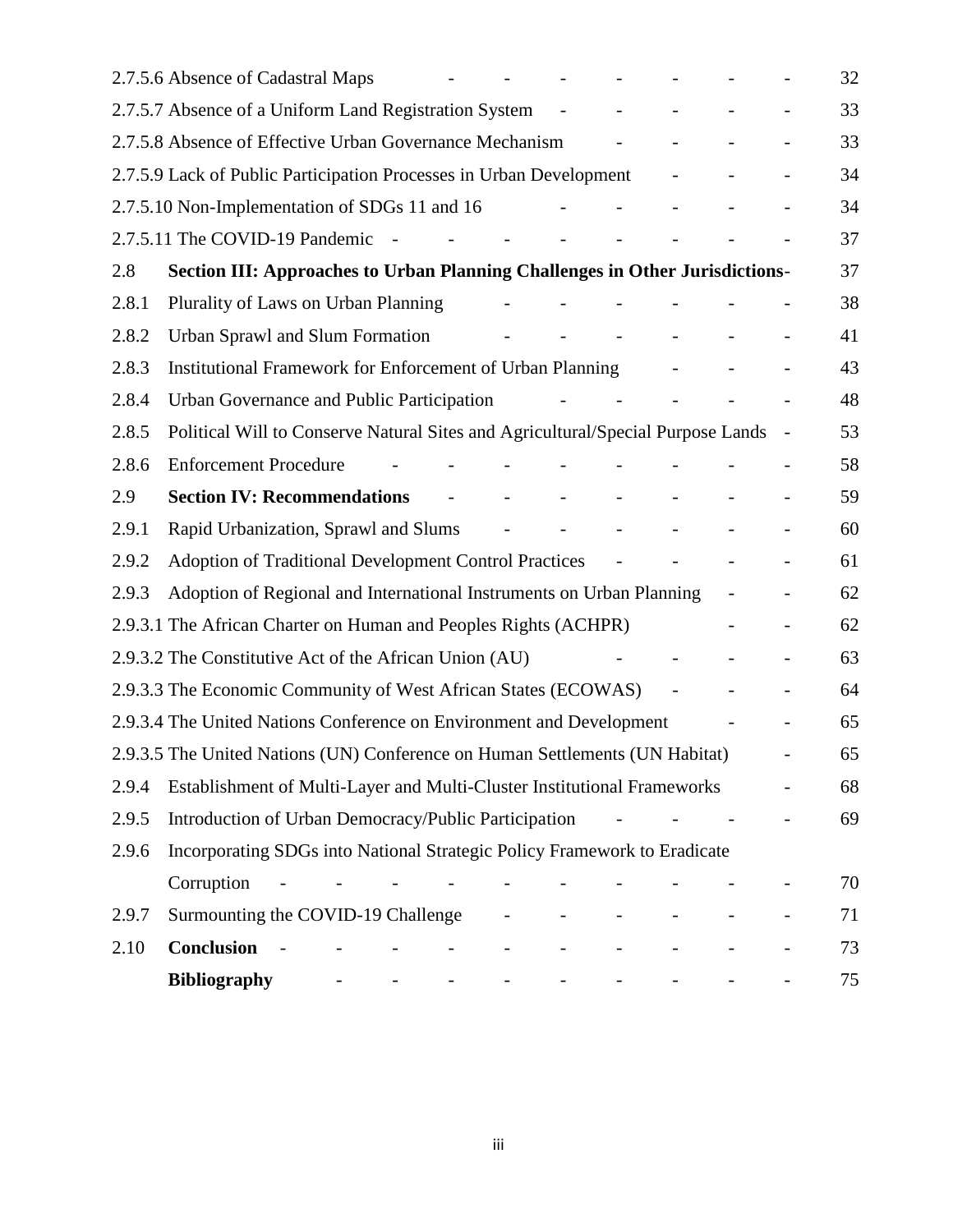| | | |
|---|---|---|
| 2.7.5.6 | Absence of Cadastral Maps | 32 |
| 2.7.5.7 | Absence of a Uniform Land Registration System | 33 |
| 2.7.5.8 | Absence of Effective Urban Governance Mechanism | 33 |
| 2.7.5.9 | Lack of Public Participation Processes in Urban Development | 34 |
| 2.7.5.10 | Non-Implementation of SDGs 11 and 16 | 34 |
| 2.7.5.11 | The COVID-19 Pandemic | 37 |
| 2.8 | **Section III: Approaches to Urban Planning Challenges in Other Jurisdictions** | 37 |
| 2.8.1 | Plurality of Laws on Urban Planning | 38 |
| 2.8.2 | Urban Sprawl and Slum Formation | 41 |
| 2.8.3 | Institutional Framework for Enforcement of Urban Planning | 43 |
| 2.8.4 | Urban Governance and Public Participation | 48 |
| 2.8.5 | Political Will to Conserve Natural Sites and Agricultural/Special Purpose Lands | 53 |
| 2.8.6 | Enforcement Procedure | 58 |
| 2.9 | **Section IV: Recommendations** | 59 |
| 2.9.1 | Rapid Urbanization, Sprawl and Slums | 60 |
| 2.9.2 | Adoption of Traditional Development Control Practices | 61 |
| 2.9.3 | Adoption of Regional and International Instruments on Urban Planning | 62 |
| 2.9.3.1 | The African Charter on Human and Peoples Rights (ACHPR) | 62 |
| 2.9.3.2 | The Constitutive Act of the African Union (AU) | 63 |
| 2.9.3.3 | The Economic Community of West African States (ECOWAS) | 64 |
| 2.9.3.4 | The United Nations Conference on Environment and Development | 65 |
| 2.9.3.5 | The United Nations (UN) Conference on Human Settlements (UN Habitat) | 65 |
| 2.9.4 | Establishment of Multi-Layer and Multi-Cluster Institutional Frameworks | 68 |
| 2.9.5 | Introduction of Urban Democracy/Public Participation | 69 |
| 2.9.6 | Incorporating SDGs into National Strategic Policy Framework to Eradicate Corruption | 70 |
| 2.9.7 | Surmounting the COVID-19 Challenge | 71 |
| 2.10 | **Conclusion** | 73 |
| | **Bibliography** | 75 |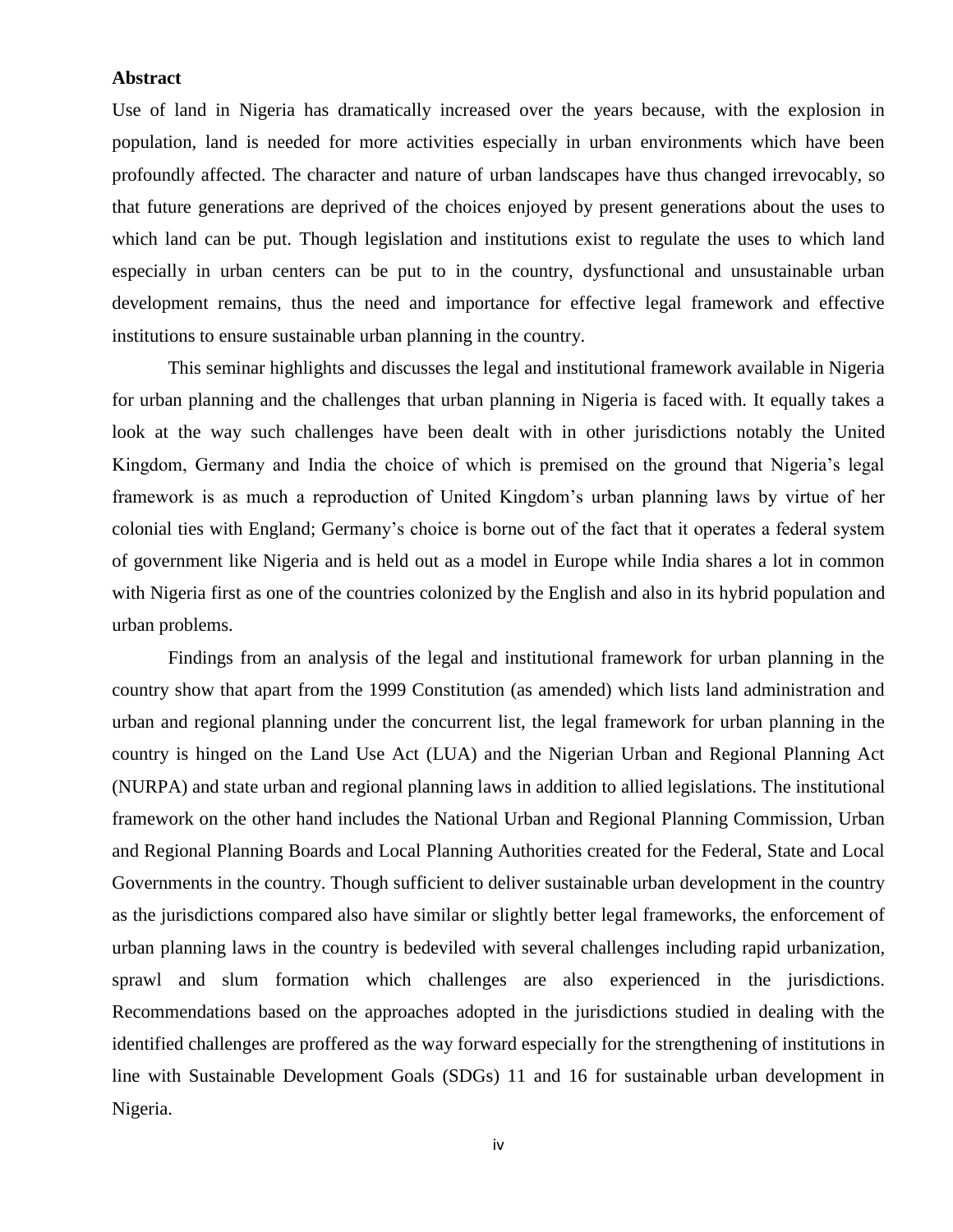**Abstract**

Use of land in Nigeria has dramatically increased over the years because, with the explosion in population, land is needed for more activities especially in urban environments which have been profoundly affected. The character and nature of urban landscapes have thus changed irrevocably, so that future generations are deprived of the choices enjoyed by present generations about the uses to which land can be put. Though legislation and institutions exist to regulate the uses to which land especially in urban centers can be put to in the country, dysfunctional and unsustainable urban development remains, thus the need and importance for effective legal framework and effective institutions to ensure sustainable urban planning in the country.

This seminar highlights and discusses the legal and institutional framework available in Nigeria for urban planning and the challenges that urban planning in Nigeria is faced with. It equally takes a look at the way such challenges have been dealt with in other jurisdictions notably the United Kingdom, Germany and India the choice of which is premised on the ground that Nigeria's legal framework is as much a reproduction of United Kingdom's urban planning laws by virtue of her colonial ties with England; Germany's choice is borne out of the fact that it operates a federal system of government like Nigeria and is held out as a model in Europe while India shares a lot in common with Nigeria first as one of the countries colonized by the English and also in its hybrid population and urban problems.

Findings from an analysis of the legal and institutional framework for urban planning in the country show that apart from the 1999 Constitution (as amended) which lists land administration and urban and regional planning under the concurrent list, the legal framework for urban planning in the country is hinged on the Land Use Act (LUA) and the Nigerian Urban and Regional Planning Act (NURPA) and state urban and regional planning laws in addition to allied legislations. The institutional framework on the other hand includes the National Urban and Regional Planning Commission, Urban and Regional Planning Boards and Local Planning Authorities created for the Federal, State and Local Governments in the country. Though sufficient to deliver sustainable urban development in the country as the jurisdictions compared also have similar or slightly better legal frameworks, the enforcement of urban planning laws in the country is bedeviled with several challenges including rapid urbanization, sprawl and slum formation which challenges are also experienced in the jurisdictions. Recommendations based on the approaches adopted in the jurisdictions studied in dealing with the identified challenges are proffered as the way forward especially for the strengthening of institutions in line with Sustainable Development Goals (SDGs) 11 and 16 for sustainable urban development in Nigeria.